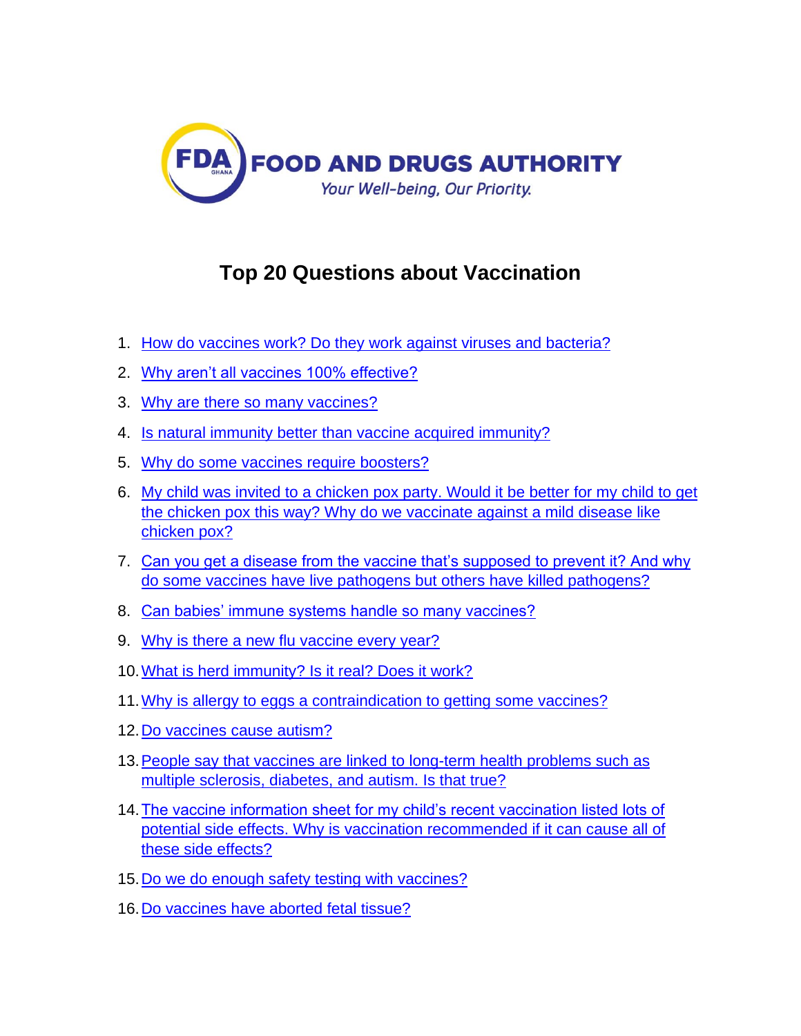FDA GHANA **FOOD AND DRUGS AUTHORITY**

*Your Well-being, Our Priority.*

# Top 20 Questions about Vaccination

1. How do vaccines work? Do they work against viruses and bacteria?
2. Why aren't all vaccines 100% effective?
3. Why are there so many vaccines?
4. Is natural immunity better than vaccine acquired immunity?
5. Why do some vaccines require boosters?
6. My child was invited to a chicken pox party. Would it be better for my child to get the chicken pox this way? Why do we vaccinate against a mild disease like chicken pox?
7. Can you get a disease from the vaccine that's supposed to prevent it? And why do some vaccines have live pathogens but others have killed pathogens?
8. Can babies' immune systems handle so many vaccines?
9. Why is there a new flu vaccine every year?
10. What is herd immunity? Is it real? Does it work?
11. Why is allergy to eggs a contraindication to getting some vaccines?
12. Do vaccines cause autism?
13. People say that vaccines are linked to long-term health problems such as multiple sclerosis, diabetes, and autism. Is that true?
14. The vaccine information sheet for my child's recent vaccination listed lots of potential side effects. Why is vaccination recommended if it can cause all of these side effects?
15. Do we do enough safety testing with vaccines?
16. Do vaccines have aborted fetal tissue?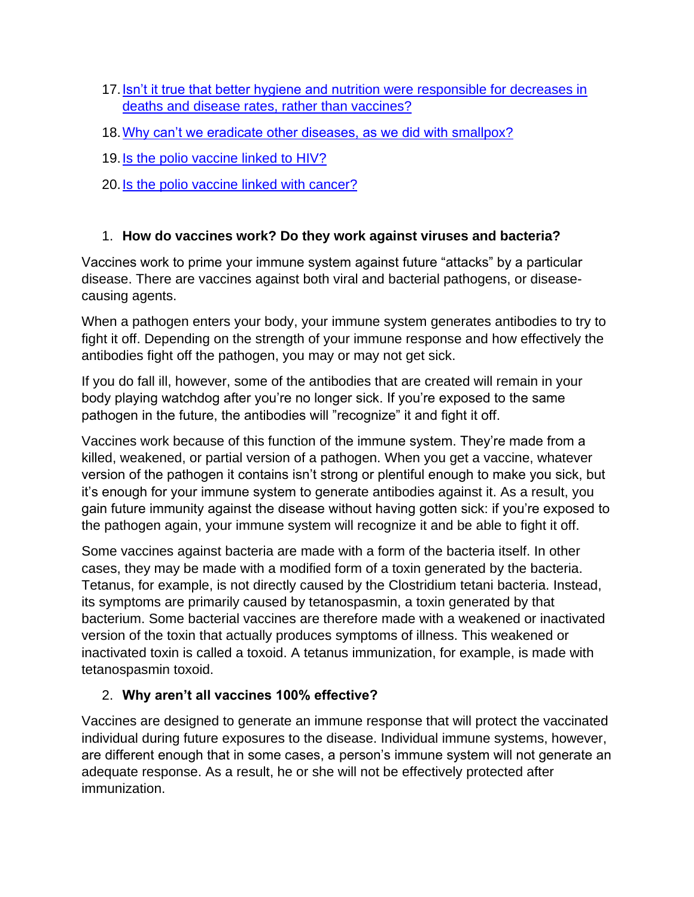17. [Isn't it true that better hygiene and nutrition were responsible for decreases in deaths and disease rates, rather than vaccines?]()
18. [Why can't we eradicate other diseases, as we did with smallpox?]()
19. [Is the polio vaccine linked to HIV?]()
20. [Is the polio vaccine linked with cancer?]()

1. **How do vaccines work? Do they work against viruses and bacteria?**

Vaccines work to prime your immune system against future "attacks" by a particular disease. There are vaccines against both viral and bacterial pathogens, or disease-causing agents.

When a pathogen enters your body, your immune system generates antibodies to try to fight it off. Depending on the strength of your immune response and how effectively the antibodies fight off the pathogen, you may or may not get sick.

If you do fall ill, however, some of the antibodies that are created will remain in your body playing watchdog after you're no longer sick. If you're exposed to the same pathogen in the future, the antibodies will "recognize" it and fight it off.

Vaccines work because of this function of the immune system. They're made from a killed, weakened, or partial version of a pathogen. When you get a vaccine, whatever version of the pathogen it contains isn't strong or plentiful enough to make you sick, but it's enough for your immune system to generate antibodies against it. As a result, you gain future immunity against the disease without having gotten sick: if you're exposed to the pathogen again, your immune system will recognize it and be able to fight it off.

Some vaccines against bacteria are made with a form of the bacteria itself. In other cases, they may be made with a modified form of a toxin generated by the bacteria. Tetanus, for example, is not directly caused by the Clostridium tetani bacteria. Instead, its symptoms are primarily caused by tetanospasmin, a toxin generated by that bacterium. Some bacterial vaccines are therefore made with a weakened or inactivated version of the toxin that actually produces symptoms of illness. This weakened or inactivated toxin is called a toxoid. A tetanus immunization, for example, is made with tetanospasmin toxoid.

2. **Why aren't all vaccines 100% effective?**

Vaccines are designed to generate an immune response that will protect the vaccinated individual during future exposures to the disease. Individual immune systems, however, are different enough that in some cases, a person's immune system will not generate an adequate response. As a result, he or she will not be effectively protected after immunization.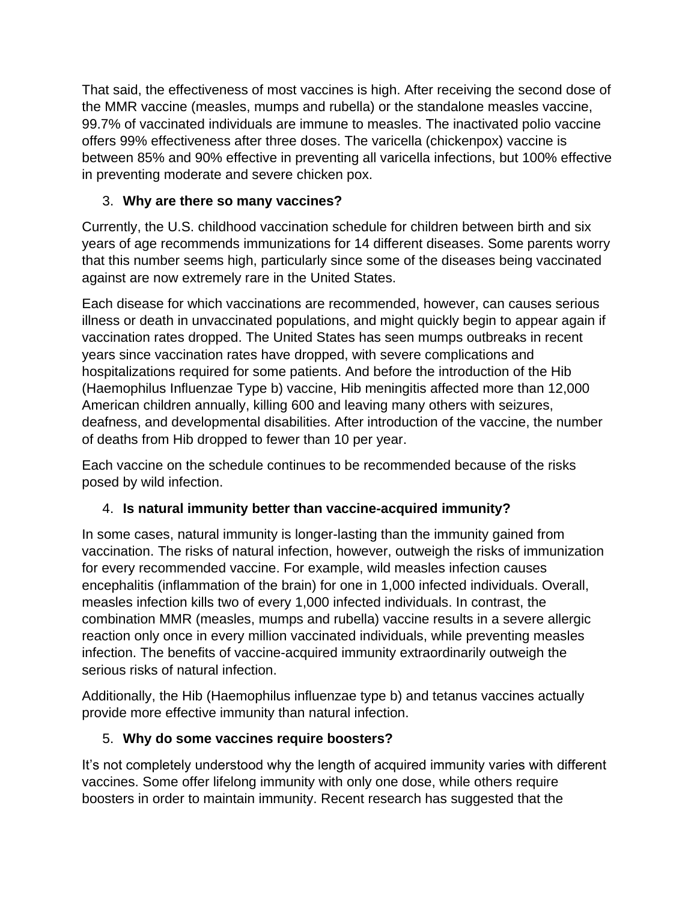That said, the effectiveness of most vaccines is high. After receiving the second dose of the MMR vaccine (measles, mumps and rubella) or the standalone measles vaccine, 99.7% of vaccinated individuals are immune to measles. The inactivated polio vaccine offers 99% effectiveness after three doses. The varicella (chickenpox) vaccine is between 85% and 90% effective in preventing all varicella infections, but 100% effective in preventing moderate and severe chicken pox.

3. **Why are there so many vaccines?**

Currently, the U.S. childhood vaccination schedule for children between birth and six years of age recommends immunizations for 14 different diseases. Some parents worry that this number seems high, particularly since some of the diseases being vaccinated against are now extremely rare in the United States.

Each disease for which vaccinations are recommended, however, can causes serious illness or death in unvaccinated populations, and might quickly begin to appear again if vaccination rates dropped. The United States has seen mumps outbreaks in recent years since vaccination rates have dropped, with severe complications and hospitalizations required for some patients. And before the introduction of the Hib (Haemophilus Influenzae Type b) vaccine, Hib meningitis affected more than 12,000 American children annually, killing 600 and leaving many others with seizures, deafness, and developmental disabilities. After introduction of the vaccine, the number of deaths from Hib dropped to fewer than 10 per year.

Each vaccine on the schedule continues to be recommended because of the risks posed by wild infection.

4. **Is natural immunity better than vaccine-acquired immunity?**

In some cases, natural immunity is longer-lasting than the immunity gained from vaccination. The risks of natural infection, however, outweigh the risks of immunization for every recommended vaccine. For example, wild measles infection causes encephalitis (inflammation of the brain) for one in 1,000 infected individuals. Overall, measles infection kills two of every 1,000 infected individuals. In contrast, the combination MMR (measles, mumps and rubella) vaccine results in a severe allergic reaction only once in every million vaccinated individuals, while preventing measles infection. The benefits of vaccine-acquired immunity extraordinarily outweigh the serious risks of natural infection.

Additionally, the Hib (Haemophilus influenzae type b) and tetanus vaccines actually provide more effective immunity than natural infection.

5. **Why do some vaccines require boosters?**

It's not completely understood why the length of acquired immunity varies with different vaccines. Some offer lifelong immunity with only one dose, while others require boosters in order to maintain immunity. Recent research has suggested that the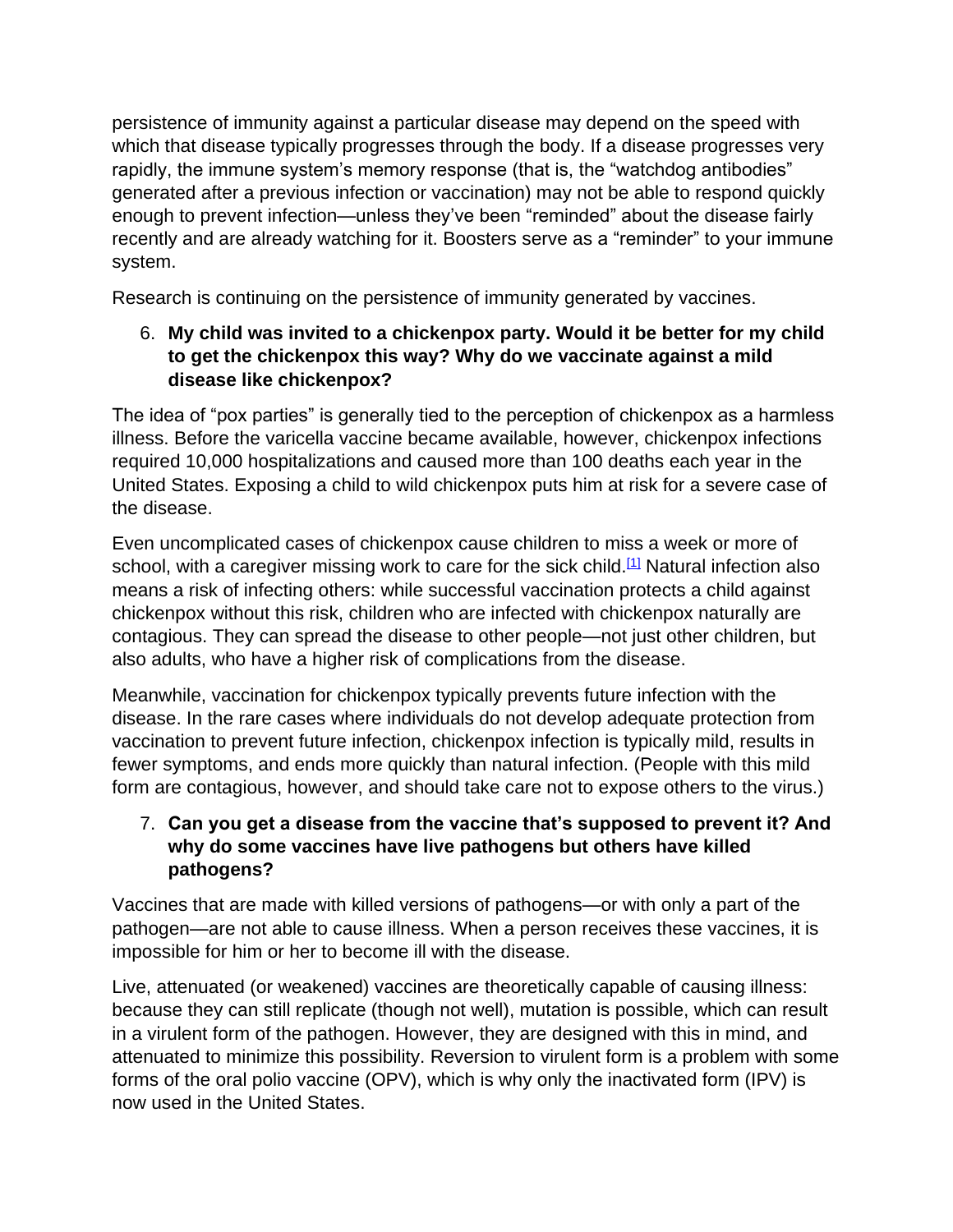persistence of immunity against a particular disease may depend on the speed with which that disease typically progresses through the body. If a disease progresses very rapidly, the immune system's memory response (that is, the "watchdog antibodies" generated after a previous infection or vaccination) may not be able to respond quickly enough to prevent infection—unless they've been "reminded" about the disease fairly recently and are already watching for it. Boosters serve as a "reminder" to your immune system.

Research is continuing on the persistence of immunity generated by vaccines.

6. **My child was invited to a chickenpox party. Would it be better for my child to get the chickenpox this way? Why do we vaccinate against a mild disease like chickenpox?**

The idea of "pox parties" is generally tied to the perception of chickenpox as a harmless illness. Before the varicella vaccine became available, however, chickenpox infections required 10,000 hospitalizations and caused more than 100 deaths each year in the United States. Exposing a child to wild chickenpox puts him at risk for a severe case of the disease.

Even uncomplicated cases of chickenpox cause children to miss a week or more of school, with a caregiver missing work to care for the sick child.[1] Natural infection also means a risk of infecting others: while successful vaccination protects a child against chickenpox without this risk, children who are infected with chickenpox naturally are contagious. They can spread the disease to other people—not just other children, but also adults, who have a higher risk of complications from the disease.

Meanwhile, vaccination for chickenpox typically prevents future infection with the disease. In the rare cases where individuals do not develop adequate protection from vaccination to prevent future infection, chickenpox infection is typically mild, results in fewer symptoms, and ends more quickly than natural infection. (People with this mild form are contagious, however, and should take care not to expose others to the virus.)

7. **Can you get a disease from the vaccine that's supposed to prevent it? And why do some vaccines have live pathogens but others have killed pathogens?**

Vaccines that are made with killed versions of pathogens—or with only a part of the pathogen—are not able to cause illness. When a person receives these vaccines, it is impossible for him or her to become ill with the disease.

Live, attenuated (or weakened) vaccines are theoretically capable of causing illness: because they can still replicate (though not well), mutation is possible, which can result in a virulent form of the pathogen. However, they are designed with this in mind, and attenuated to minimize this possibility. Reversion to virulent form is a problem with some forms of the oral polio vaccine (OPV), which is why only the inactivated form (IPV) is now used in the United States.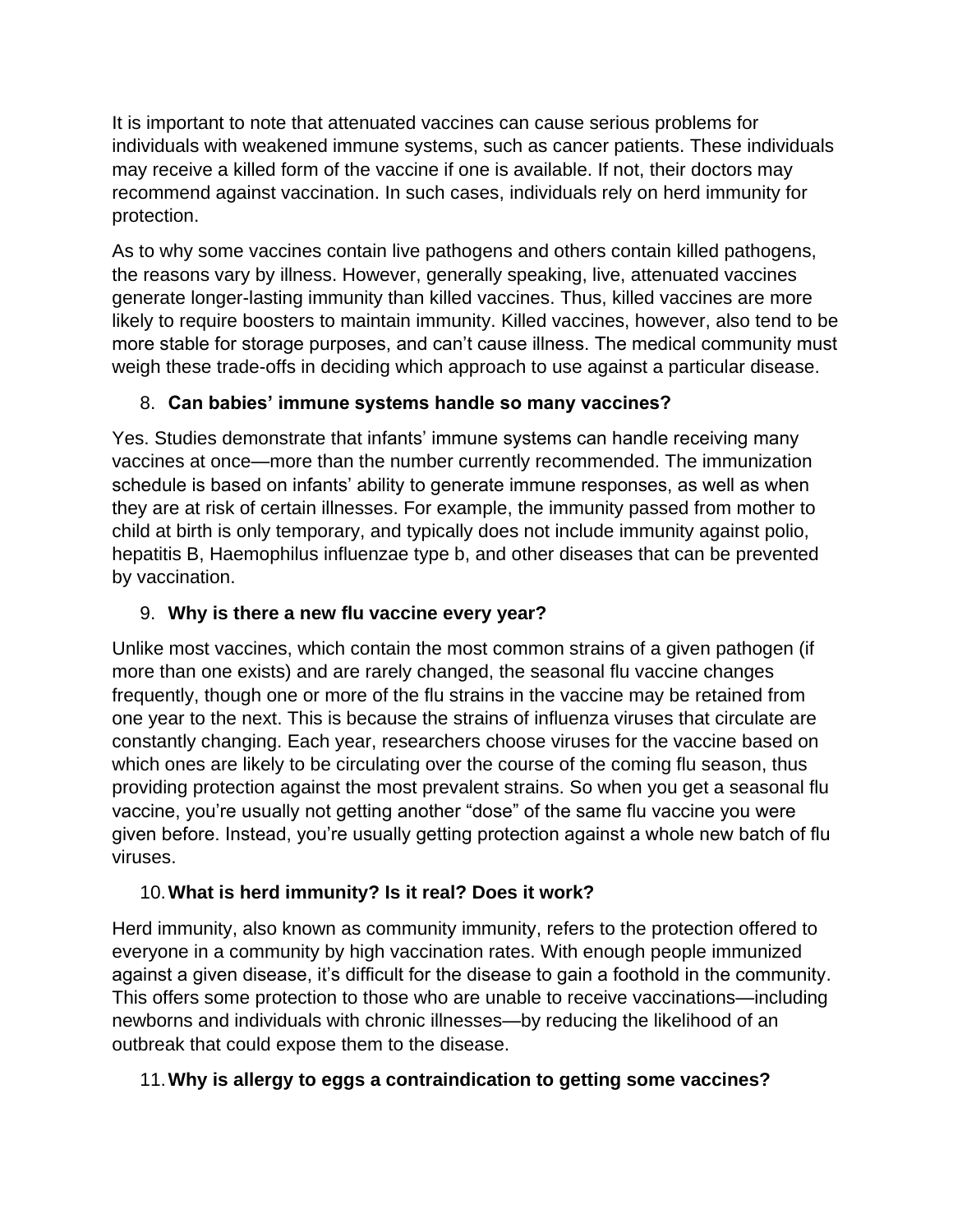It is important to note that attenuated vaccines can cause serious problems for individuals with weakened immune systems, such as cancer patients. These individuals may receive a killed form of the vaccine if one is available. If not, their doctors may recommend against vaccination. In such cases, individuals rely on herd immunity for protection.

As to why some vaccines contain live pathogens and others contain killed pathogens, the reasons vary by illness. However, generally speaking, live, attenuated vaccines generate longer-lasting immunity than killed vaccines. Thus, killed vaccines are more likely to require boosters to maintain immunity. Killed vaccines, however, also tend to be more stable for storage purposes, and can't cause illness. The medical community must weigh these trade-offs in deciding which approach to use against a particular disease.

8. **Can babies' immune systems handle so many vaccines?**

Yes. Studies demonstrate that infants' immune systems can handle receiving many vaccines at once—more than the number currently recommended. The immunization schedule is based on infants' ability to generate immune responses, as well as when they are at risk of certain illnesses. For example, the immunity passed from mother to child at birth is only temporary, and typically does not include immunity against polio, hepatitis B, Haemophilus influenzae type b, and other diseases that can be prevented by vaccination.

9. **Why is there a new flu vaccine every year?**

Unlike most vaccines, which contain the most common strains of a given pathogen (if more than one exists) and are rarely changed, the seasonal flu vaccine changes frequently, though one or more of the flu strains in the vaccine may be retained from one year to the next. This is because the strains of influenza viruses that circulate are constantly changing. Each year, researchers choose viruses for the vaccine based on which ones are likely to be circulating over the course of the coming flu season, thus providing protection against the most prevalent strains. So when you get a seasonal flu vaccine, you're usually not getting another "dose" of the same flu vaccine you were given before. Instead, you're usually getting protection against a whole new batch of flu viruses.

10. **What is herd immunity? Is it real? Does it work?**

Herd immunity, also known as community immunity, refers to the protection offered to everyone in a community by high vaccination rates. With enough people immunized against a given disease, it's difficult for the disease to gain a foothold in the community. This offers some protection to those who are unable to receive vaccinations—including newborns and individuals with chronic illnesses—by reducing the likelihood of an outbreak that could expose them to the disease.

11. **Why is allergy to eggs a contraindication to getting some vaccines?**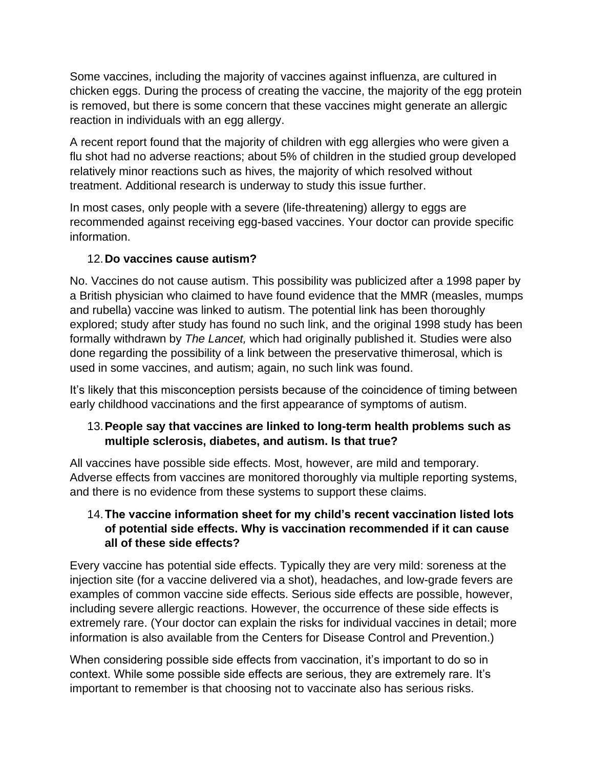Some vaccines, including the majority of vaccines against influenza, are cultured in chicken eggs. During the process of creating the vaccine, the majority of the egg protein is removed, but there is some concern that these vaccines might generate an allergic reaction in individuals with an egg allergy.

A recent report found that the majority of children with egg allergies who were given a flu shot had no adverse reactions; about 5% of children in the studied group developed relatively minor reactions such as hives, the majority of which resolved without treatment. Additional research is underway to study this issue further.

In most cases, only people with a severe (life-threatening) allergy to eggs are recommended against receiving egg-based vaccines. Your doctor can provide specific information.

12. **Do vaccines cause autism?**

No. Vaccines do not cause autism. This possibility was publicized after a 1998 paper by a British physician who claimed to have found evidence that the MMR (measles, mumps and rubella) vaccine was linked to autism. The potential link has been thoroughly explored; study after study has found no such link, and the original 1998 study has been formally withdrawn by *The Lancet,* which had originally published it. Studies were also done regarding the possibility of a link between the preservative thimerosal, which is used in some vaccines, and autism; again, no such link was found.

It's likely that this misconception persists because of the coincidence of timing between early childhood vaccinations and the first appearance of symptoms of autism.

13. **People say that vaccines are linked to long-term health problems such as multiple sclerosis, diabetes, and autism. Is that true?**

All vaccines have possible side effects. Most, however, are mild and temporary. Adverse effects from vaccines are monitored thoroughly via multiple reporting systems, and there is no evidence from these systems to support these claims.

14. **The vaccine information sheet for my child's recent vaccination listed lots of potential side effects. Why is vaccination recommended if it can cause all of these side effects?**

Every vaccine has potential side effects. Typically they are very mild: soreness at the injection site (for a vaccine delivered via a shot), headaches, and low-grade fevers are examples of common vaccine side effects. Serious side effects are possible, however, including severe allergic reactions. However, the occurrence of these side effects is extremely rare. (Your doctor can explain the risks for individual vaccines in detail; more information is also available from the Centers for Disease Control and Prevention.)

When considering possible side effects from vaccination, it's important to do so in context. While some possible side effects are serious, they are extremely rare. It's important to remember is that choosing not to vaccinate also has serious risks.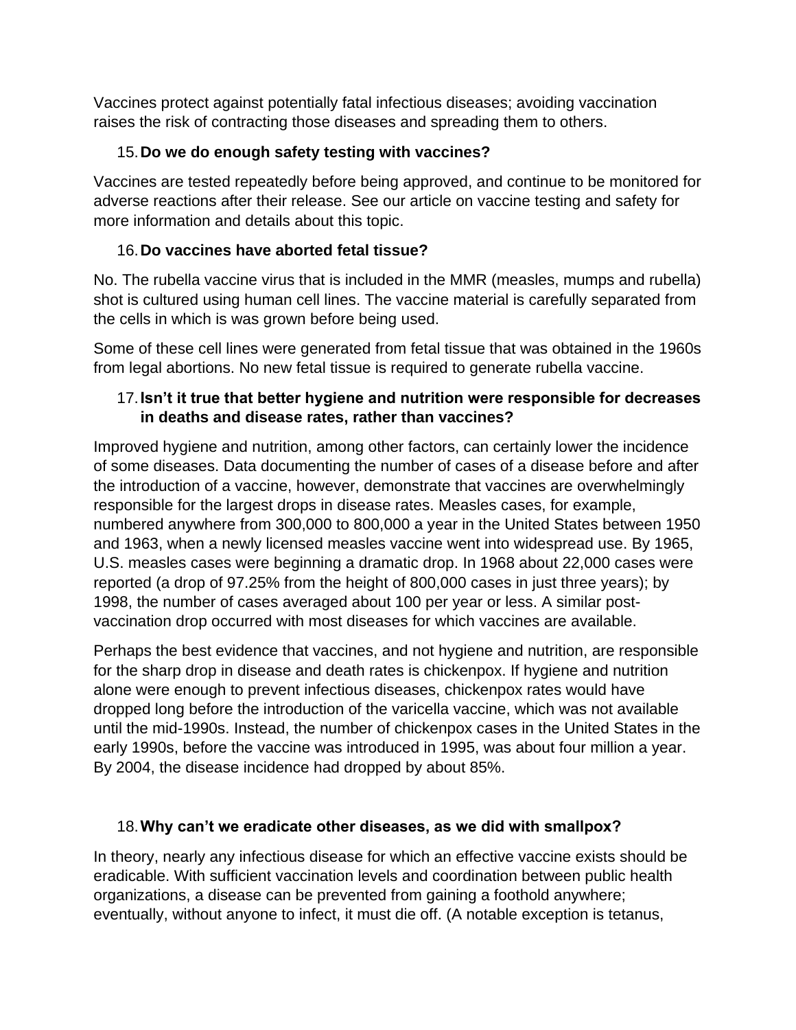Vaccines protect against potentially fatal infectious diseases; avoiding vaccination raises the risk of contracting those diseases and spreading them to others.

15. **Do we do enough safety testing with vaccines?**

Vaccines are tested repeatedly before being approved, and continue to be monitored for adverse reactions after their release. See our article on vaccine testing and safety for more information and details about this topic.

16. **Do vaccines have aborted fetal tissue?**

No. The rubella vaccine virus that is included in the MMR (measles, mumps and rubella) shot is cultured using human cell lines. The vaccine material is carefully separated from the cells in which is was grown before being used.

Some of these cell lines were generated from fetal tissue that was obtained in the 1960s from legal abortions. No new fetal tissue is required to generate rubella vaccine.

17. **Isn't it true that better hygiene and nutrition were responsible for decreases in deaths and disease rates, rather than vaccines?**

Improved hygiene and nutrition, among other factors, can certainly lower the incidence of some diseases. Data documenting the number of cases of a disease before and after the introduction of a vaccine, however, demonstrate that vaccines are overwhelmingly responsible for the largest drops in disease rates. Measles cases, for example, numbered anywhere from 300,000 to 800,000 a year in the United States between 1950 and 1963, when a newly licensed measles vaccine went into widespread use. By 1965, U.S. measles cases were beginning a dramatic drop. In 1968 about 22,000 cases were reported (a drop of 97.25% from the height of 800,000 cases in just three years); by 1998, the number of cases averaged about 100 per year or less. A similar post-vaccination drop occurred with most diseases for which vaccines are available.

Perhaps the best evidence that vaccines, and not hygiene and nutrition, are responsible for the sharp drop in disease and death rates is chickenpox. If hygiene and nutrition alone were enough to prevent infectious diseases, chickenpox rates would have dropped long before the introduction of the varicella vaccine, which was not available until the mid-1990s. Instead, the number of chickenpox cases in the United States in the early 1990s, before the vaccine was introduced in 1995, was about four million a year. By 2004, the disease incidence had dropped by about 85%.

18. **Why can't we eradicate other diseases, as we did with smallpox?**

In theory, nearly any infectious disease for which an effective vaccine exists should be eradicable. With sufficient vaccination levels and coordination between public health organizations, a disease can be prevented from gaining a foothold anywhere; eventually, without anyone to infect, it must die off. (A notable exception is tetanus,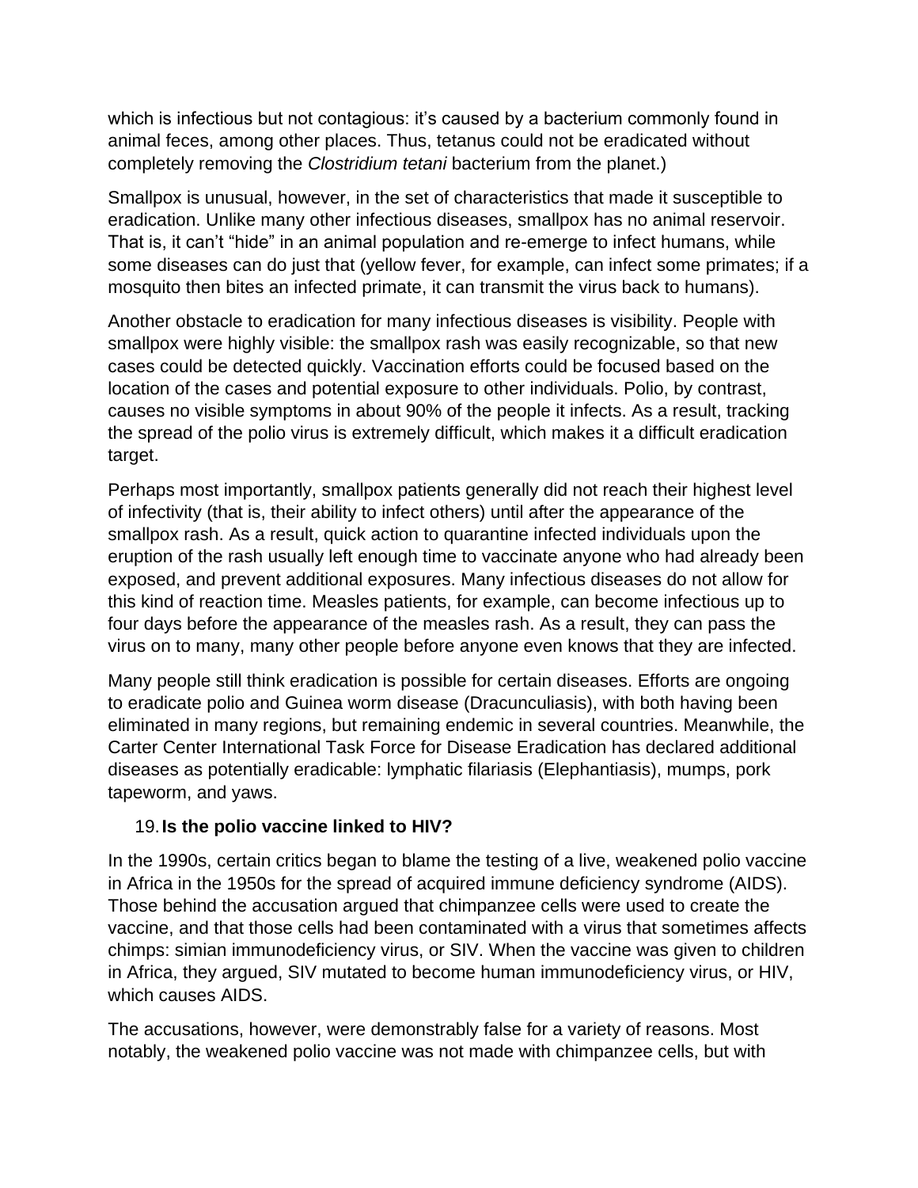which is infectious but not contagious: it's caused by a bacterium commonly found in animal feces, among other places. Thus, tetanus could not be eradicated without completely removing the *Clostridium tetani* bacterium from the planet.)

Smallpox is unusual, however, in the set of characteristics that made it susceptible to eradication. Unlike many other infectious diseases, smallpox has no animal reservoir. That is, it can't "hide" in an animal population and re-emerge to infect humans, while some diseases can do just that (yellow fever, for example, can infect some primates; if a mosquito then bites an infected primate, it can transmit the virus back to humans).

Another obstacle to eradication for many infectious diseases is visibility. People with smallpox were highly visible: the smallpox rash was easily recognizable, so that new cases could be detected quickly. Vaccination efforts could be focused based on the location of the cases and potential exposure to other individuals. Polio, by contrast, causes no visible symptoms in about 90% of the people it infects. As a result, tracking the spread of the polio virus is extremely difficult, which makes it a difficult eradication target.

Perhaps most importantly, smallpox patients generally did not reach their highest level of infectivity (that is, their ability to infect others) until after the appearance of the smallpox rash. As a result, quick action to quarantine infected individuals upon the eruption of the rash usually left enough time to vaccinate anyone who had already been exposed, and prevent additional exposures. Many infectious diseases do not allow for this kind of reaction time. Measles patients, for example, can become infectious up to four days before the appearance of the measles rash. As a result, they can pass the virus on to many, many other people before anyone even knows that they are infected.

Many people still think eradication is possible for certain diseases. Efforts are ongoing to eradicate polio and Guinea worm disease (Dracunculiasis), with both having been eliminated in many regions, but remaining endemic in several countries. Meanwhile, the Carter Center International Task Force for Disease Eradication has declared additional diseases as potentially eradicable: lymphatic filariasis (Elephantiasis), mumps, pork tapeworm, and yaws.

19. **Is the polio vaccine linked to HIV?**

In the 1990s, certain critics began to blame the testing of a live, weakened polio vaccine in Africa in the 1950s for the spread of acquired immune deficiency syndrome (AIDS). Those behind the accusation argued that chimpanzee cells were used to create the vaccine, and that those cells had been contaminated with a virus that sometimes affects chimps: simian immunodeficiency virus, or SIV. When the vaccine was given to children in Africa, they argued, SIV mutated to become human immunodeficiency virus, or HIV, which causes AIDS.

The accusations, however, were demonstrably false for a variety of reasons. Most notably, the weakened polio vaccine was not made with chimpanzee cells, but with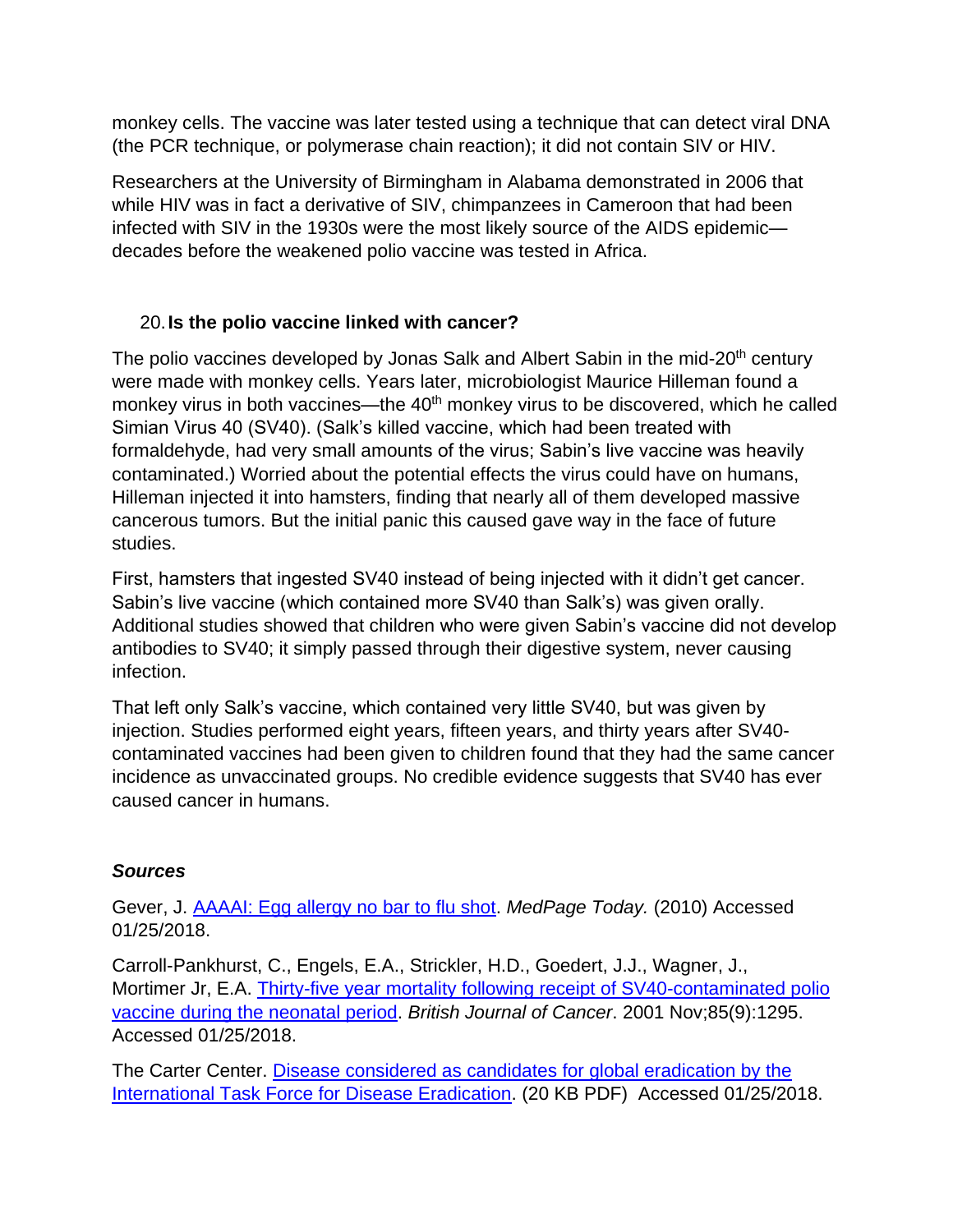monkey cells. The vaccine was later tested using a technique that can detect viral DNA (the PCR technique, or polymerase chain reaction); it did not contain SIV or HIV.

Researchers at the University of Birmingham in Alabama demonstrated in 2006 that while HIV was in fact a derivative of SIV, chimpanzees in Cameroon that had been infected with SIV in the 1930s were the most likely source of the AIDS epidemic—decades before the weakened polio vaccine was tested in Africa.

20. **Is the polio vaccine linked with cancer?**

The polio vaccines developed by Jonas Salk and Albert Sabin in the mid-20th century were made with monkey cells. Years later, microbiologist Maurice Hilleman found a monkey virus in both vaccines—the 40th monkey virus to be discovered, which he called Simian Virus 40 (SV40). (Salk's killed vaccine, which had been treated with formaldehyde, had very small amounts of the virus; Sabin's live vaccine was heavily contaminated.) Worried about the potential effects the virus could have on humans, Hilleman injected it into hamsters, finding that nearly all of them developed massive cancerous tumors. But the initial panic this caused gave way in the face of future studies.

First, hamsters that ingested SV40 instead of being injected with it didn't get cancer. Sabin's live vaccine (which contained more SV40 than Salk's) was given orally. Additional studies showed that children who were given Sabin's vaccine did not develop antibodies to SV40; it simply passed through their digestive system, never causing infection.

That left only Salk's vaccine, which contained very little SV40, but was given by injection. Studies performed eight years, fifteen years, and thirty years after SV40-contaminated vaccines had been given to children found that they had the same cancer incidence as unvaccinated groups. No credible evidence suggests that SV40 has ever caused cancer in humans.

### *Sources*

Gever, J. AAAAI: Egg allergy no bar to flu shot. *MedPage Today.* (2010) Accessed 01/25/2018.

Carroll-Pankhurst, C., Engels, E.A., Strickler, H.D., Goedert, J.J., Wagner, J., Mortimer Jr, E.A. Thirty-five year mortality following receipt of SV40-contaminated polio vaccine during the neonatal period. *British Journal of Cancer*. 2001 Nov;85(9):1295. Accessed 01/25/2018.

The Carter Center. Disease considered as candidates for global eradication by the International Task Force for Disease Eradication. (20 KB PDF) Accessed 01/25/2018.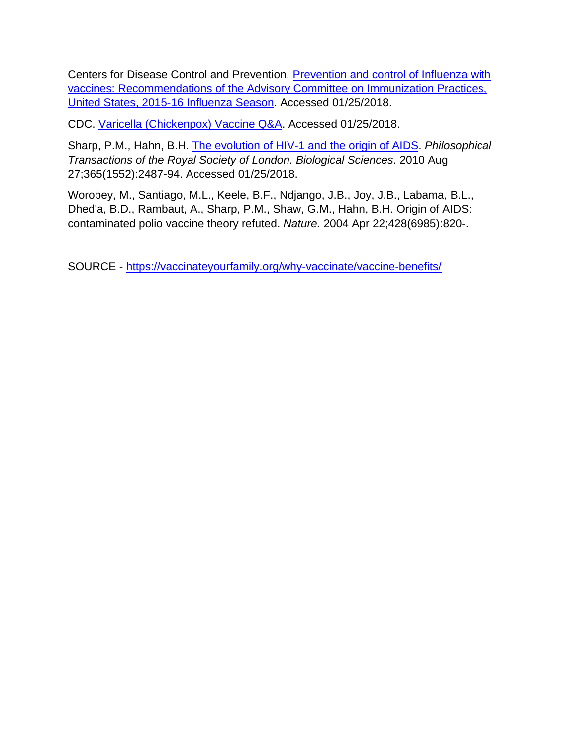Centers for Disease Control and Prevention. Prevention and control of Influenza with vaccines: Recommendations of the Advisory Committee on Immunization Practices, United States, 2015-16 Influenza Season. Accessed 01/25/2018.

CDC. Varicella (Chickenpox) Vaccine Q&A. Accessed 01/25/2018.

Sharp, P.M., Hahn, B.H. The evolution of HIV-1 and the origin of AIDS. *Philosophical Transactions of the Royal Society of London. Biological Sciences*. 2010 Aug 27;365(1552):2487-94. Accessed 01/25/2018.

Worobey, M., Santiago, M.L., Keele, B.F., Ndjango, J.B., Joy, J.B., Labama, B.L., Dhed'a, B.D., Rambaut, A., Sharp, P.M., Shaw, G.M., Hahn, B.H. Origin of AIDS: contaminated polio vaccine theory refuted. *Nature.* 2004 Apr 22;428(6985):820-.

SOURCE - https://vaccinateyourfamily.org/why-vaccinate/vaccine-benefits/